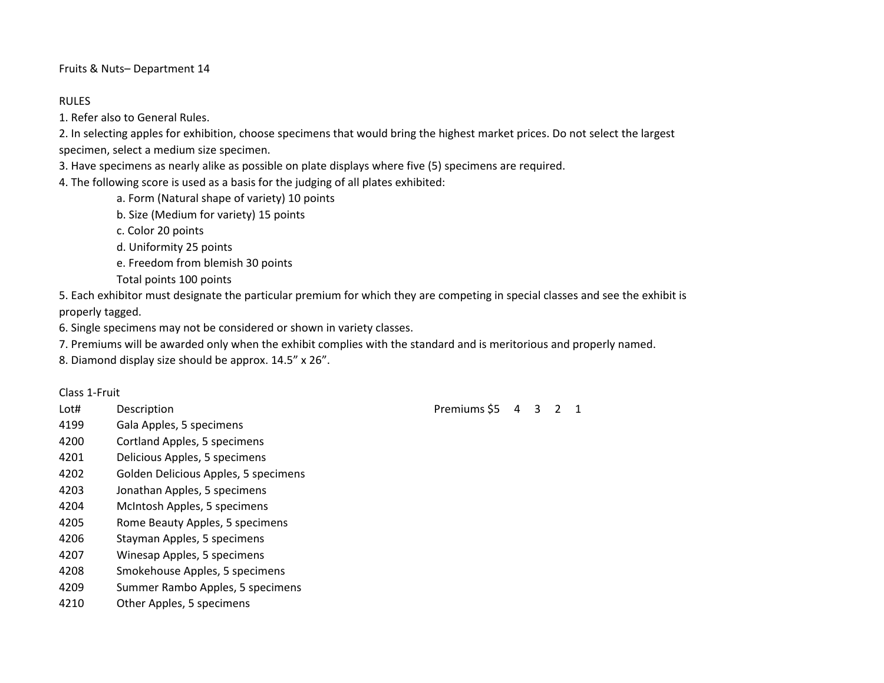# Fruits & Nuts– Department 14

## RULES

1. Refer also to General Rules.
2. In selecting apples for exhibition, choose specimens that would bring the highest market prices. Do not select the largest specimen, select a medium size specimen.
3. Have specimens as nearly alike as possible on plate displays where five (5) specimens are required.
4. The following score is used as a basis for the judging of all plates exhibited:
   - a. Form (Natural shape of variety) 10 points
   - b. Size (Medium for variety) 15 points
   - c. Color 20 points
   - d. Uniformity 25 points
   - e. Freedom from blemish 30 points
   - Total points 100 points
5. Each exhibitor must designate the particular premium for which they are competing in special classes and see the exhibit is properly tagged.
6. Single specimens may not be considered or shown in variety classes.
7. Premiums will be awarded only when the exhibit complies with the standard and is meritorious and properly named.
8. Diamond display size should be approx. 14.5" x 26".

## Class 1-Fruit

| Lot# | Description | Premiums $5 4 3 2 1 |
|---|---|---|
| 4199 | Gala Apples, 5 specimens | |
| 4200 | Cortland Apples, 5 specimens | |
| 4201 | Delicious Apples, 5 specimens | |
| 4202 | Golden Delicious Apples, 5 specimens | |
| 4203 | Jonathan Apples, 5 specimens | |
| 4204 | McIntosh Apples, 5 specimens | |
| 4205 | Rome Beauty Apples, 5 specimens | |
| 4206 | Stayman Apples, 5 specimens | |
| 4207 | Winesap Apples, 5 specimens | |
| 4208 | Smokehouse Apples, 5 specimens | |
| 4209 | Summer Rambo Apples, 5 specimens | |
| 4210 | Other Apples, 5 specimens | |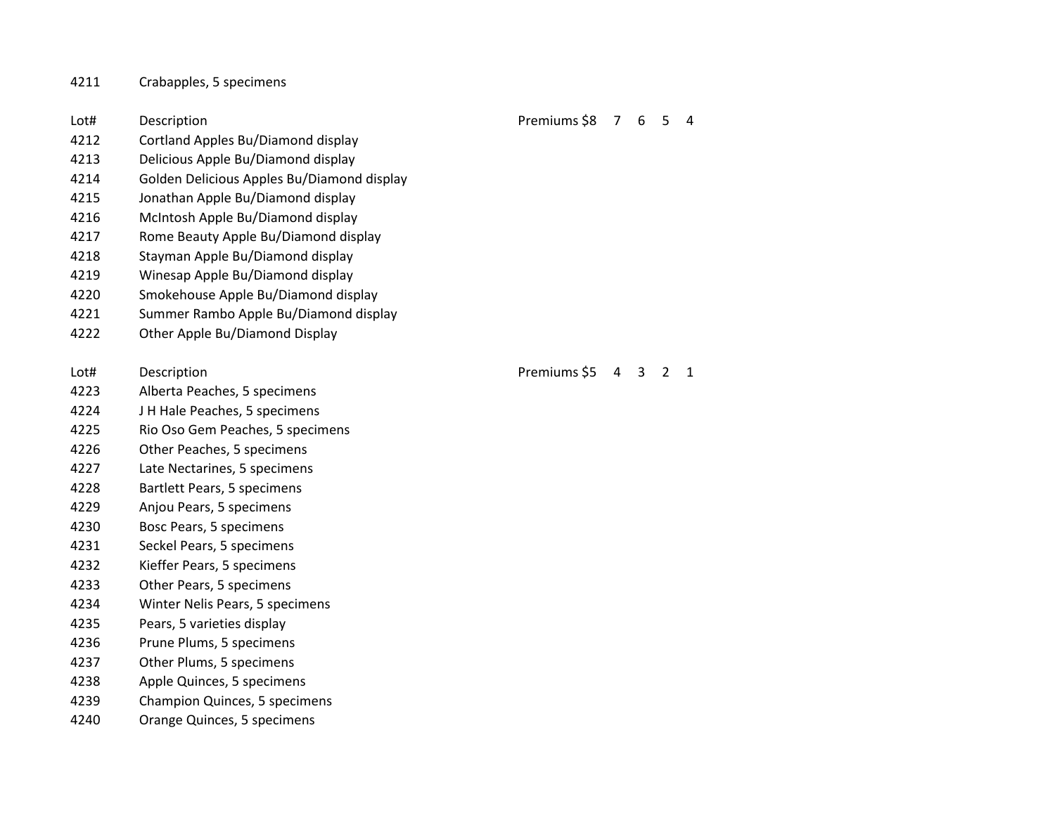| Lot# | Description | Premiums |
|---|---|---|
| 4211 | Crabapples, 5 specimens | |

| Lot# | Description | Premiums $8 7 6 5 4 |
|---|---|---|
| 4212 | Cortland Apples Bu/Diamond display | |
| 4213 | Delicious Apple Bu/Diamond display | |
| 4214 | Golden Delicious Apples Bu/Diamond display | |
| 4215 | Jonathan Apple Bu/Diamond display | |
| 4216 | McIntosh Apple Bu/Diamond display | |
| 4217 | Rome Beauty Apple Bu/Diamond display | |
| 4218 | Stayman Apple Bu/Diamond display | |
| 4219 | Winesap Apple Bu/Diamond display | |
| 4220 | Smokehouse Apple Bu/Diamond display | |
| 4221 | Summer Rambo Apple Bu/Diamond display | |
| 4222 | Other Apple Bu/Diamond Display | |

| Lot# | Description | Premiums $5 4 3 2 1 |
|---|---|---|
| 4223 | Alberta Peaches, 5 specimens | |
| 4224 | J H Hale Peaches, 5 specimens | |
| 4225 | Rio Oso Gem Peaches, 5 specimens | |
| 4226 | Other Peaches, 5 specimens | |
| 4227 | Late Nectarines, 5 specimens | |
| 4228 | Bartlett Pears, 5 specimens | |
| 4229 | Anjou Pears, 5 specimens | |
| 4230 | Bosc Pears, 5 specimens | |
| 4231 | Seckel Pears, 5 specimens | |
| 4232 | Kieffer Pears, 5 specimens | |
| 4233 | Other Pears, 5 specimens | |
| 4234 | Winter Nelis Pears, 5 specimens | |
| 4235 | Pears, 5 varieties display | |
| 4236 | Prune Plums, 5 specimens | |
| 4237 | Other Plums, 5 specimens | |
| 4238 | Apple Quinces, 5 specimens | |
| 4239 | Champion Quinces, 5 specimens | |
| 4240 | Orange Quinces, 5 specimens | |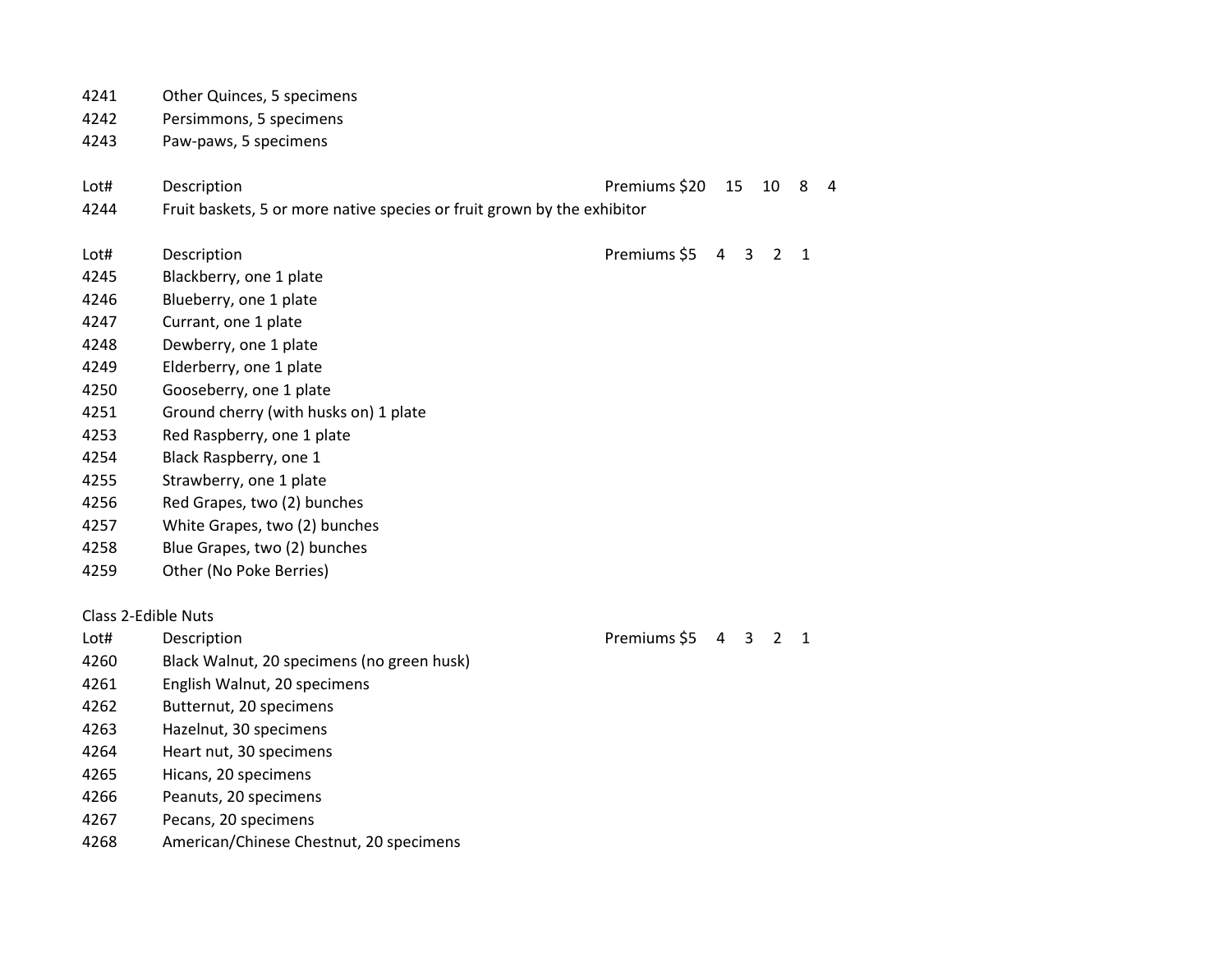| Lot# | Description |
|---|---|
| 4241 | Other Quinces, 5 specimens |
| 4242 | Persimmons, 5 specimens |
| 4243 | Paw-paws, 5 specimens |

| Lot# | Description | Premiums $20 | 15 | 10 | 8 | 4 |
|---|---|---|---|---|---|---|
| 4244 | Fruit baskets, 5 or more native species or fruit grown by the exhibitor | | | | | |

| Lot# | Description | Premiums $5 | 4 | 3 | 2 | 1 |
|---|---|---|---|---|---|---|
| 4245 | Blackberry, one 1 plate | | | | | |
| 4246 | Blueberry, one 1 plate | | | | | |
| 4247 | Currant, one 1 plate | | | | | |
| 4248 | Dewberry, one 1 plate | | | | | |
| 4249 | Elderberry, one 1 plate | | | | | |
| 4250 | Gooseberry, one 1 plate | | | | | |
| 4251 | Ground cherry (with husks on) 1 plate | | | | | |
| 4253 | Red Raspberry, one 1 plate | | | | | |
| 4254 | Black Raspberry, one 1 | | | | | |
| 4255 | Strawberry, one 1 plate | | | | | |
| 4256 | Red Grapes, two (2) bunches | | | | | |
| 4257 | White Grapes, two (2) bunches | | | | | |
| 4258 | Blue Grapes, two (2) bunches | | | | | |
| 4259 | Other (No Poke Berries) | | | | | |

Class 2-Edible Nuts

| Lot# | Description | Premiums $5 | 4 | 3 | 2 | 1 |
|---|---|---|---|---|---|---|
| 4260 | Black Walnut, 20 specimens (no green husk) | | | | | |
| 4261 | English Walnut, 20 specimens | | | | | |
| 4262 | Butternut, 20 specimens | | | | | |
| 4263 | Hazelnut, 30 specimens | | | | | |
| 4264 | Heart nut, 30 specimens | | | | | |
| 4265 | Hicans, 20 specimens | | | | | |
| 4266 | Peanuts, 20 specimens | | | | | |
| 4267 | Pecans, 20 specimens | | | | | |
| 4268 | American/Chinese Chestnut, 20 specimens | | | | | |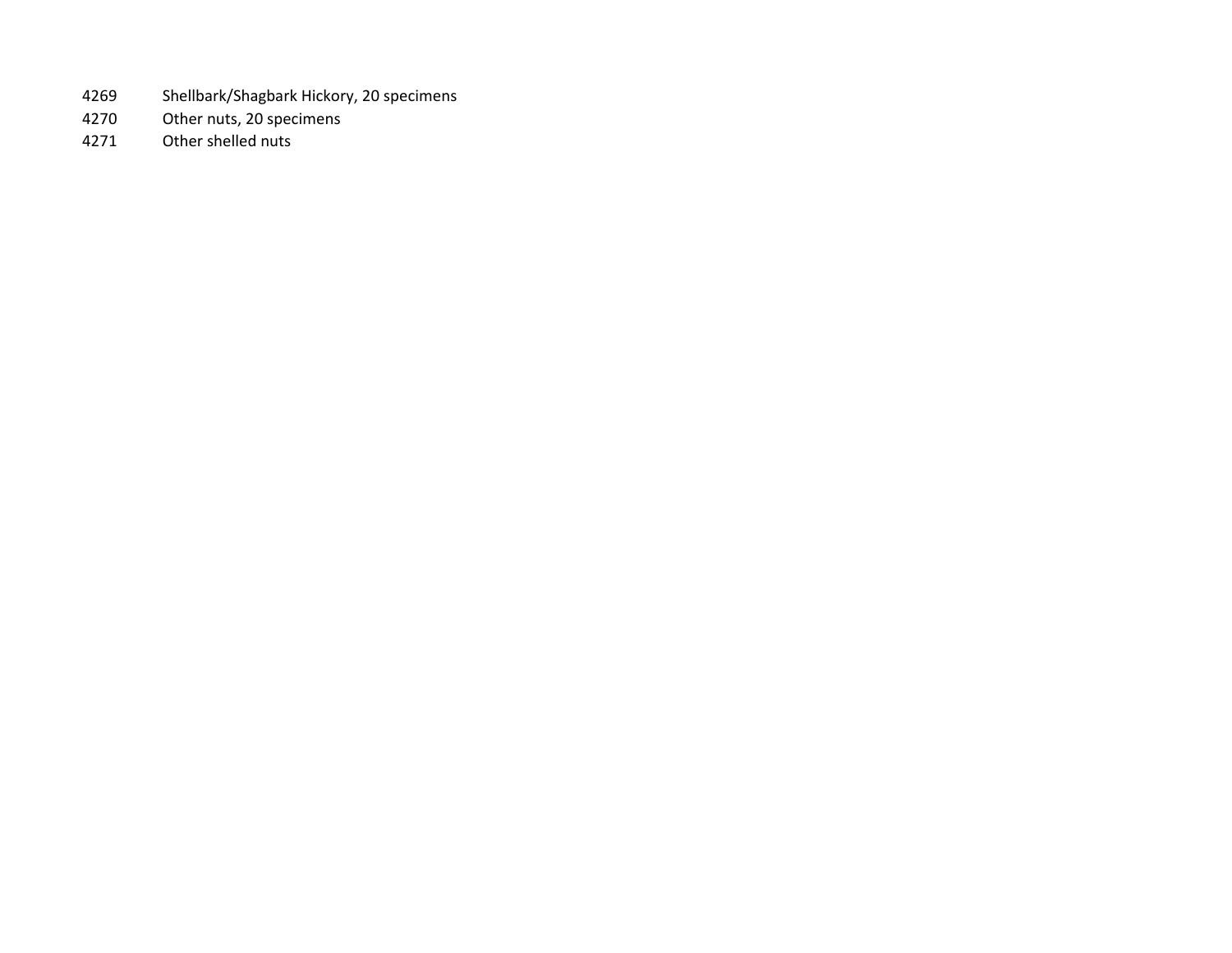| | |
|---|---|
| 4269 | Shellbark/Shagbark Hickory, 20 specimens |
| 4270 | Other nuts, 20 specimens |
| 4271 | Other shelled nuts |